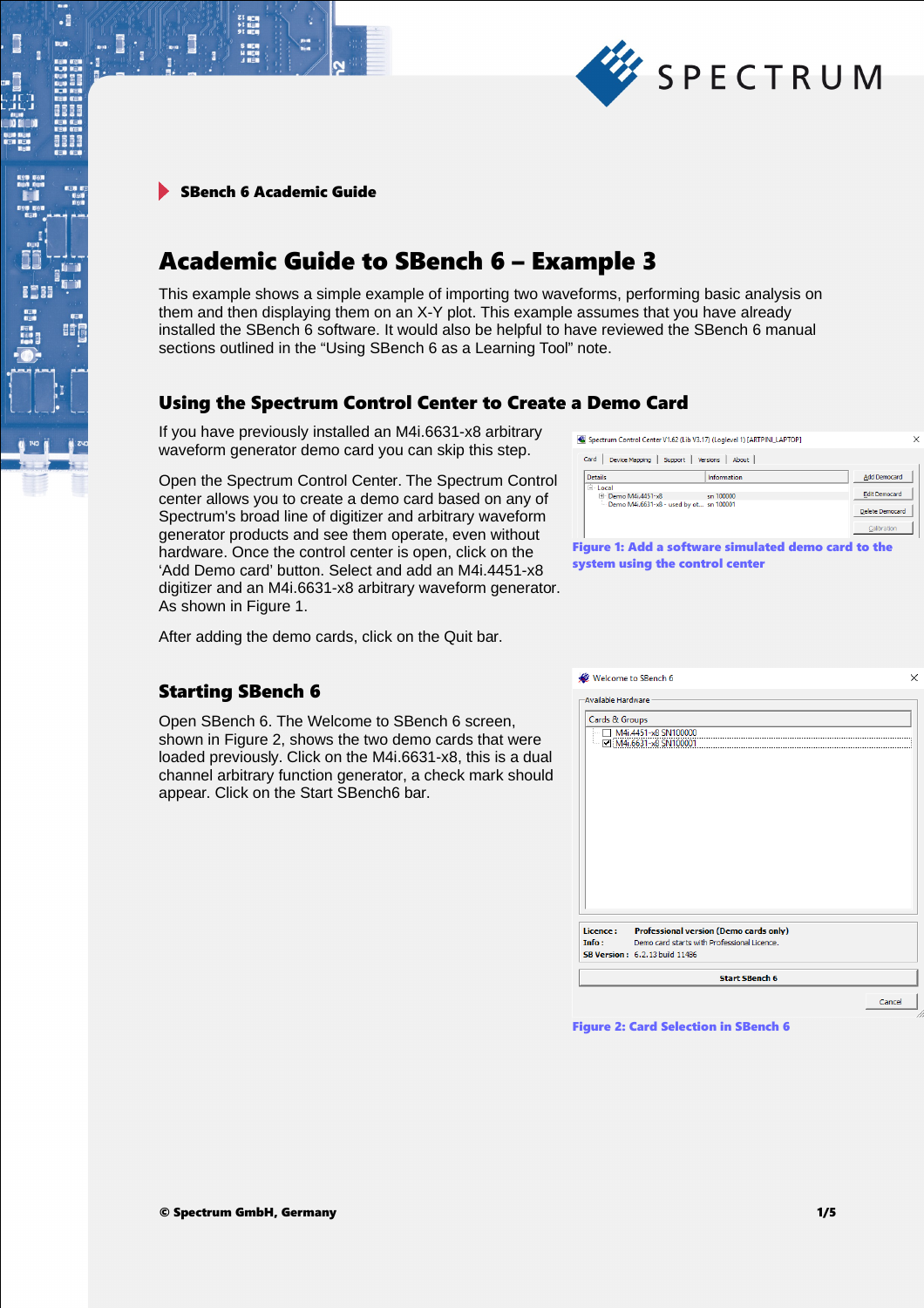SBench 6 Academic Guide

# Academic Guide to SBench 6 – Example 3

This example shows a simple example of importing two waveforms, performing basic analysis on them and then displaying them on an X-Y plot. This example assumes that you have already installed the SBench 6 software. It would also be helpful to have reviewed the SBench 6 manual sections outlined in the "Using SBench 6 as a Learning Tool" note.

## Using the Spectrum Control Center to Create a Demo Card

If you have previously installed an M4i.6631-x8 arbitrary waveform generator demo card you can skip this step.

Open the Spectrum Control Center. The Spectrum Control center allows you to create a demo card based on any of Spectrum's broad line of digitizer and arbitrary waveform generator products and see them operate, even without hardware. Once the control center is open, click on the 'Add Demo card' button. Select and add an M4i.4451-x8 digitizer and an M4i.6631-x8 arbitrary waveform generator. As shown in Figure 1.

**Figure 1: Add a software simulated demo card to the system using the control center**

After adding the demo cards, click on the Quit bar.

## Starting SBench 6

Open SBench 6. The Welcome to SBench 6 screen, shown in Figure 2, shows the two demo cards that were loaded previously. Click on the M4i.6631-x8, this is a dual channel arbitrary function generator, a check mark should appear. Click on the Start SBench6 bar.

**Figure 2: Card Selection in SBench 6**

© Spectrum GmbH, Germany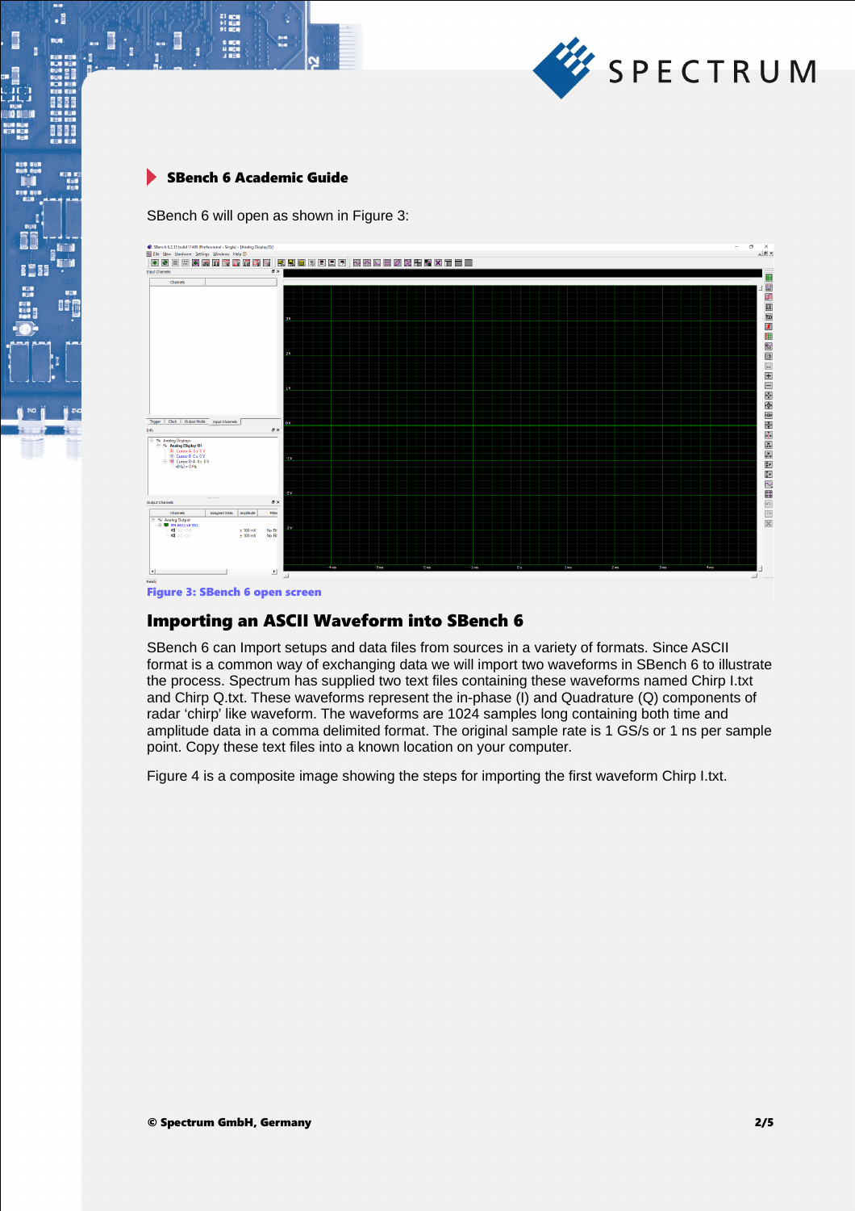SBench 6 will open as shown in Figure 3:

Figure 3: SBench 6 open screen

## Importing an ASCII Waveform into SBench 6

SBench 6 can Import setups and data files from sources in a variety of formats. Since ASCII format is a common way of exchanging data we will import two waveforms in SBench 6 to illustrate the process. Spectrum has supplied two text files containing these waveforms named Chirp I.txt and Chirp Q.txt. These waveforms represent the in-phase (I) and Quadrature (Q) components of radar 'chirp' like waveform. The waveforms are 1024 samples long containing both time and amplitude data in a comma delimited format. The original sample rate is 1 GS/s or 1 ns per sample point. Copy these text files into a known location on your computer.

Figure 4 is a composite image showing the steps for importing the first waveform Chirp I.txt.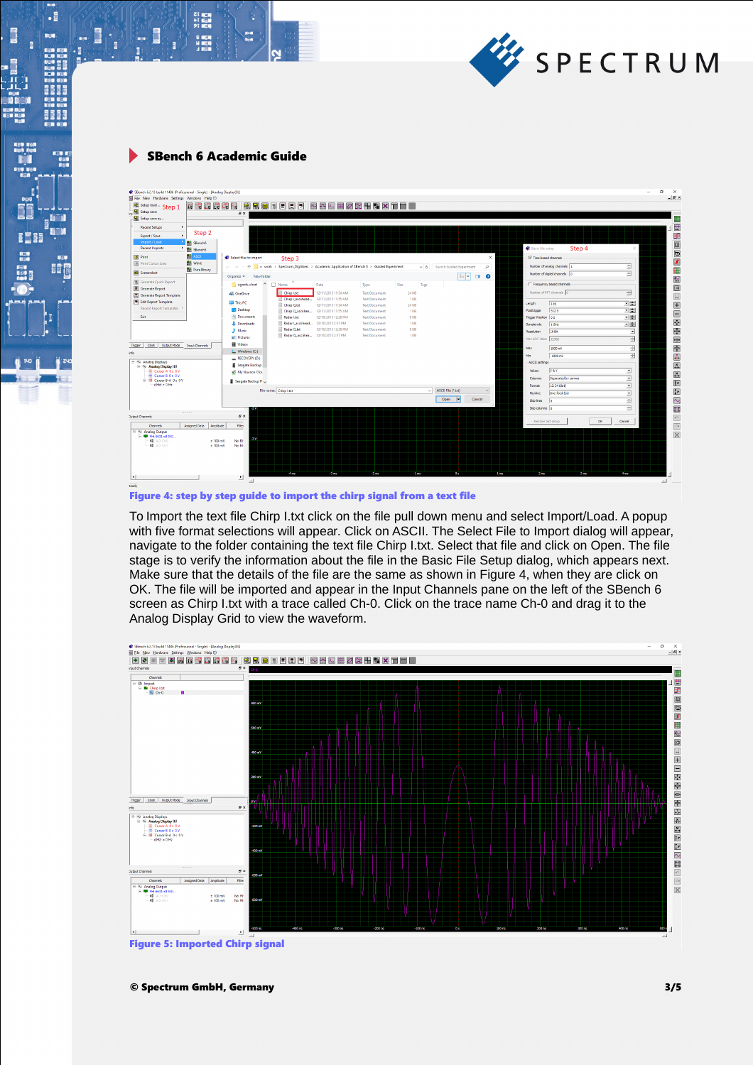Figure 4: step by step guide to import the chirp signal from a text file

To Import the text file Chirp I.txt click on the file pull down menu and select Import/Load. A popup with five format selections will appear. Click on ASCII. The Select File to Import dialog will appear, navigate to the folder containing the text file Chirp I.txt. Select that file and click on Open. The file stage is to verify the information about the file in the Basic File Setup dialog, which appears next. Make sure that the details of the file are the same as shown in Figure 4, when they are click on OK. The file will be imported and appear in the Input Channels pane on the left of the SBench 6 screen as Chirp I.txt with a trace called Ch-0. Click on the trace name Ch-0 and drag it to the Analog Display Grid to view the waveform.

Figure 5: Imported Chirp signal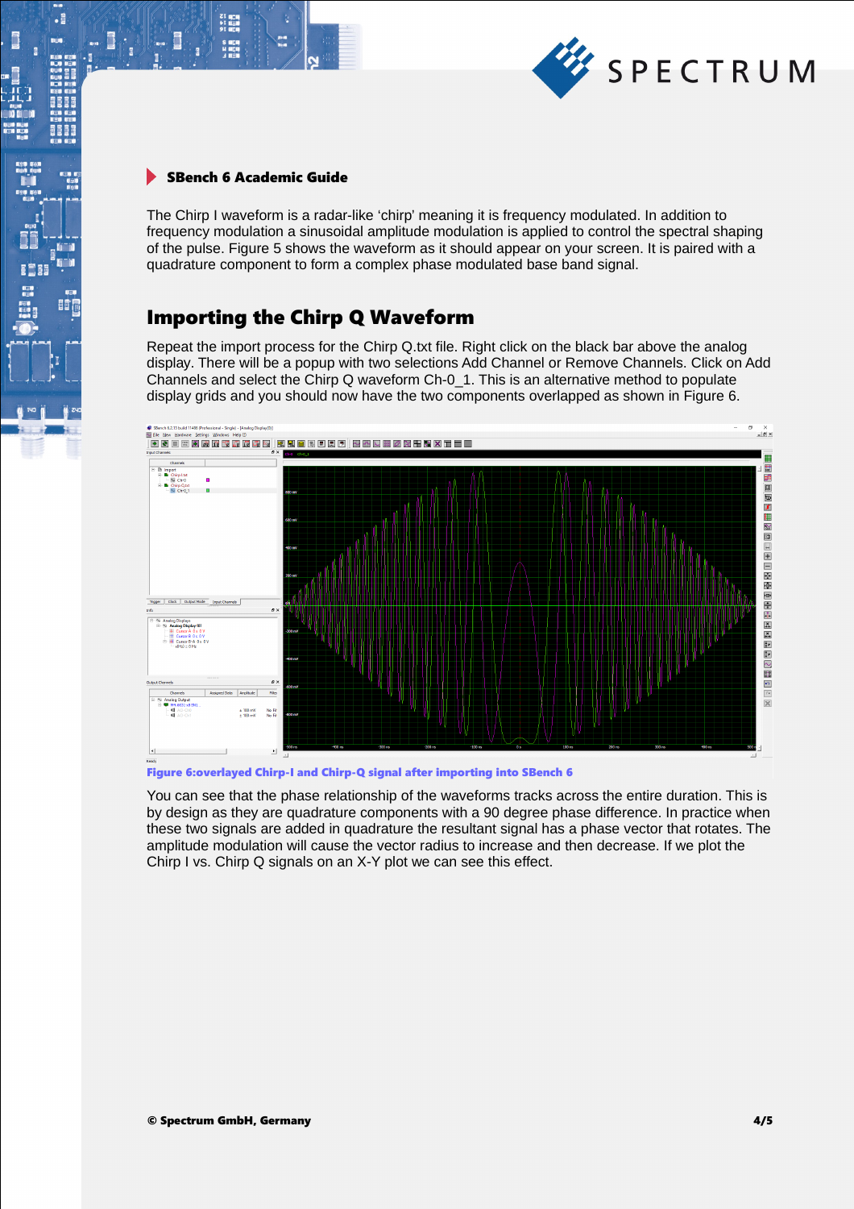The Chirp I waveform is a radar-like ‘chirp’ meaning it is frequency modulated. In addition to frequency modulation a sinusoidal amplitude modulation is applied to control the spectral shaping of the pulse. Figure 5 shows the waveform as it should appear on your screen. It is paired with a quadrature component to form a complex phase modulated base band signal.

## Importing the Chirp Q Waveform

Repeat the import process for the Chirp Q.txt file. Right click on the black bar above the analog display. There will be a popup with two selections Add Channel or Remove Channels. Click on Add Channels and select the Chirp Q waveform Ch-0_1. This is an alternative method to populate display grids and you should now have the two components overlapped as shown in Figure 6.

**Figure 6:overlayed Chirp-I and Chirp-Q signal after importing into SBench 6**

You can see that the phase relationship of the waveforms tracks across the entire duration. This is by design as they are quadrature components with a 90 degree phase difference. In practice when these two signals are added in quadrature the resultant signal has a phase vector that rotates. The amplitude modulation will cause the vector radius to increase and then decrease. If we plot the Chirp I vs. Chirp Q signals on an X-Y plot we can see this effect.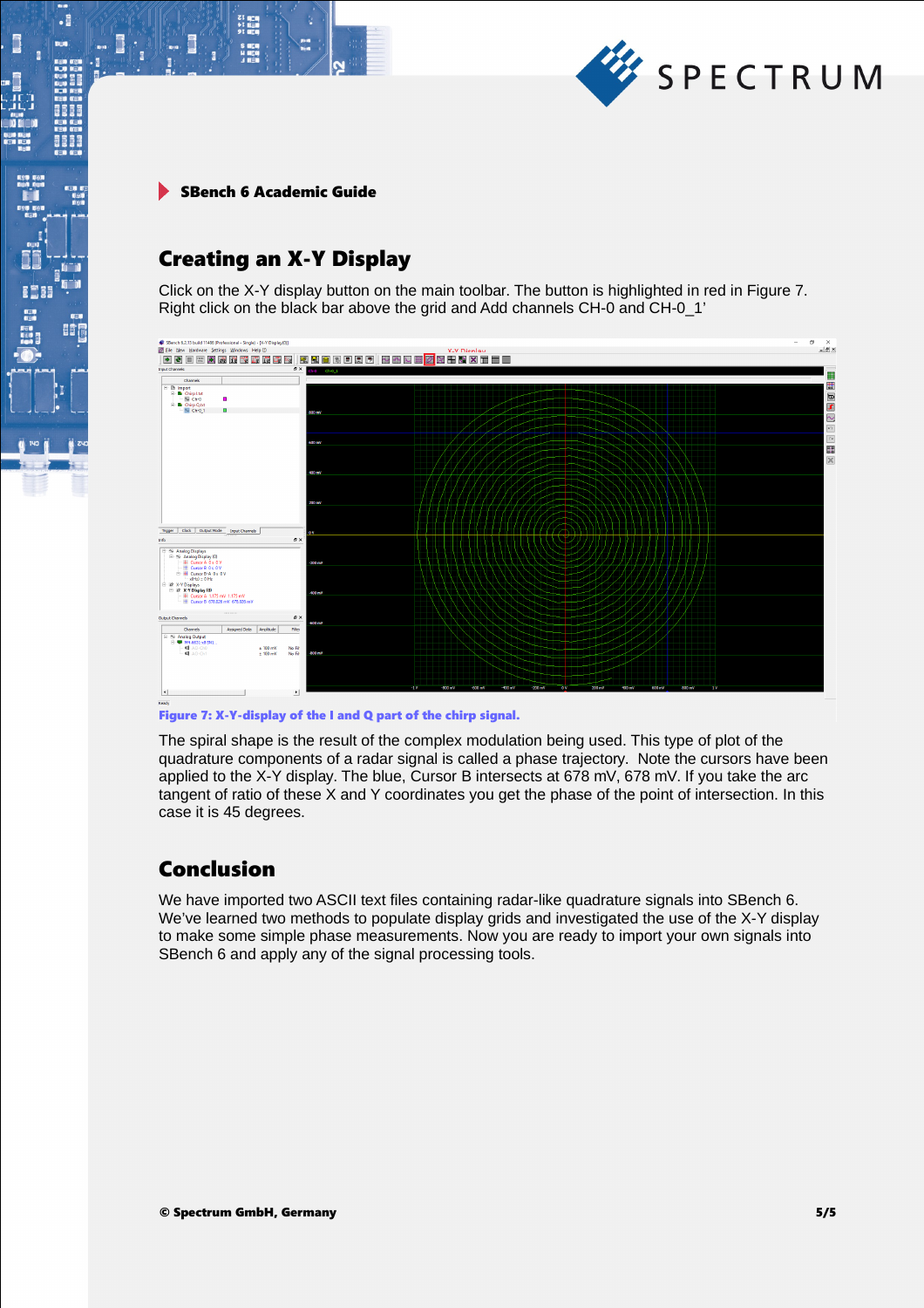## Creating an X-Y Display

Click on the X-Y display button on the main toolbar. The button is highlighted in red in Figure 7. Right click on the black bar above the grid and Add channels CH-0 and CH-0_1'

Figure 7: X-Y-display of the I and Q part of the chirp signal.

The spiral shape is the result of the complex modulation being used. This type of plot of the quadrature components of a radar signal is called a phase trajectory. Note the cursors have been applied to the X-Y display. The blue, Cursor B intersects at 678 mV, 678 mV. If you take the arc tangent of ratio of these X and Y coordinates you get the phase of the point of intersection. In this case it is 45 degrees.

## Conclusion

We have imported two ASCII text files containing radar-like quadrature signals into SBench 6. We've learned two methods to populate display grids and investigated the use of the X-Y display to make some simple phase measurements. Now you are ready to import your own signals into SBench 6 and apply any of the signal processing tools.